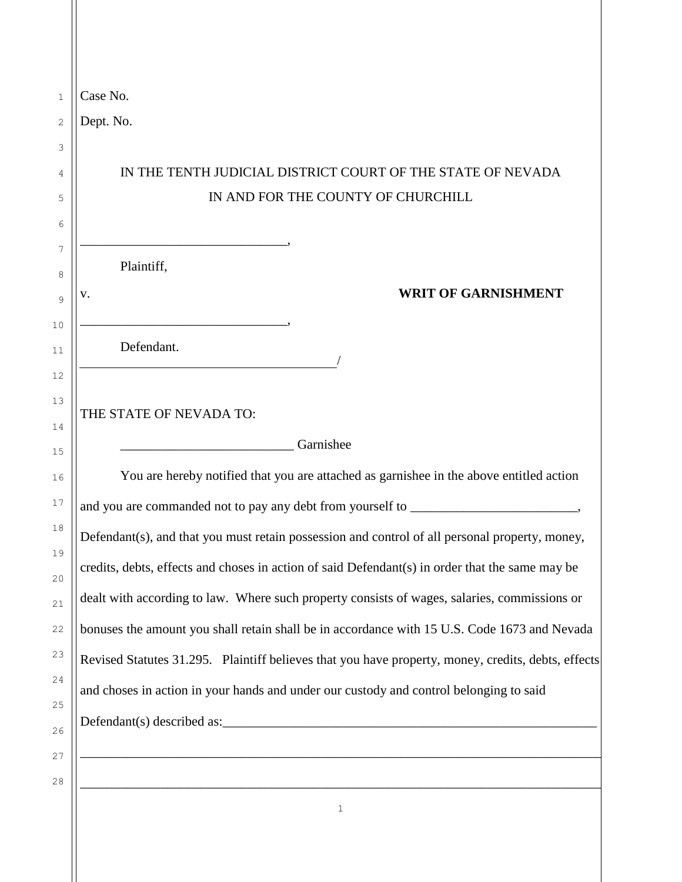Case No.

Dept. No.

IN THE TENTH JUDICIAL DISTRICT COURT OF THE STATE OF NEVADA
IN AND FOR THE COUNTY OF CHURCHILL

______________________________,

Plaintiff,

v.

**WRITF OF GARNISHMENT**

______________________________,

Defendant.
______________________________________/

THE STATE OF NEVADA TO:

_________________________ Garnishee

You are hereby notified that you are attached as garnishee in the above entitled action and you are commanded not to pay any debt from yourself to ________________________, Defendant(s), and that you must retain possession and control of all personal property, money, credits, debts, effects and choses in action of said Defendant(s) in order that the same may be dealt with according to law. Where such property consists of wages, salaries, commissions or bonuses the amount you shall retain shall be in accordance with 15 U.S. Code 1673 and Nevada Revised Statutes 31.295. Plaintiff believes that you have property, money, credits, debts, effects and choses in action in your hands and under our custody and control belonging to said Defendant(s) described as:_________________________________________________________

_____________________________________________________________________________

_____________________________________________________________________________

Case No.

Dept. No.

IN THE TENTH JUDICIAL DISTRICT COURT OF THE STATE OF NEVADA
IN AND FOR THE COUNTY OF CHURCHILL

______________________________,

Plaintiff,

v.

**WRIT OF GARNISHMENT**

______________________________,

Defendant.
______________________________________/

THE STATE OF NEVADA TO:

_________________________ Garnishee

You are hereby notified that you are attached as garnishee in the above entitled action and you are commanded not to pay any debt from yourself to ________________________, Defendant(s), and that you must retain possession and control of all personal property, money, credits, debts, effects and choses in action of said Defendant(s) in order that the same may be dealt with according to law. Where such property consists of wages, salaries, commissions or bonuses the amount you shall retain shall be in accordance with 15 U.S. Code 1673 and Nevada Revised Statutes 31.295. Plaintiff believes that you have property, money, credits, debts, effects and choses in action in your hands and under our custody and control belonging to said Defendant(s) described as:_________________________________________________________

_____________________________________________________________________________

_____________________________________________________________________________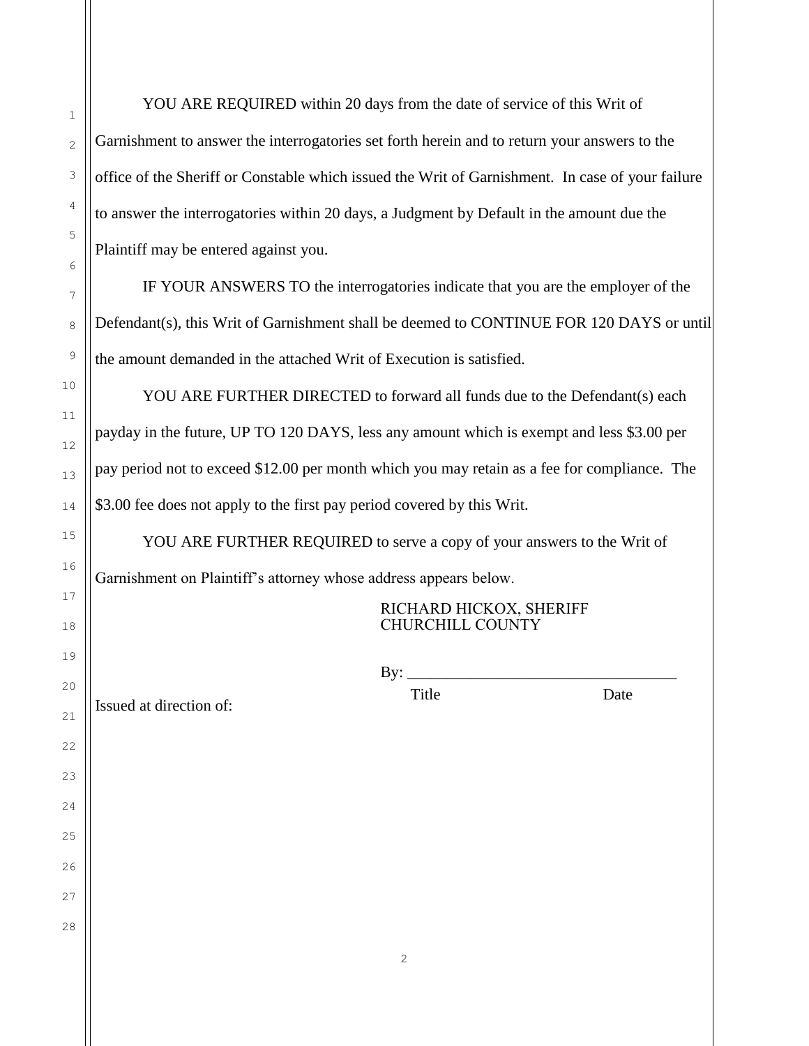YOU ARE REQUIRED within 20 days from the date of service of this Writ of Garnishment to answer the interrogatories set forth herein and to return your answers to the office of the Sheriff or Constable which issued the Writ of Garnishment. In case of your failure to answer the interrogatories within 20 days, a Judgment by Default in the amount due the Plaintiff may be entered against you.

IF YOUR ANSWERS TO the interrogatories indicate that you are the employer of the Defendant(s), this Writ of Garnishment shall be deemed to CONTINUE FOR 120 DAYS or until the amount demanded in the attached Writ of Execution is satisfied.

YOU ARE FURTHER DIRECTED to forward all funds due to the Defendant(s) each payday in the future, UP TO 120 DAYS, less any amount which is exempt and less $3.00 per pay period not to exceed $12.00 per month which you may retain as a fee for compliance. The $3.00 fee does not apply to the first pay period covered by this Writ.

YOU ARE FURTHER REQUIRED to serve a copy of your answers to the Writ of Garnishment on Plaintiff's attorney whose address appears below.

RICHARD HICKOX, SHERIFF
CHURCHILL COUNTY

By: _________________________________
Title Date

Issued at direction of: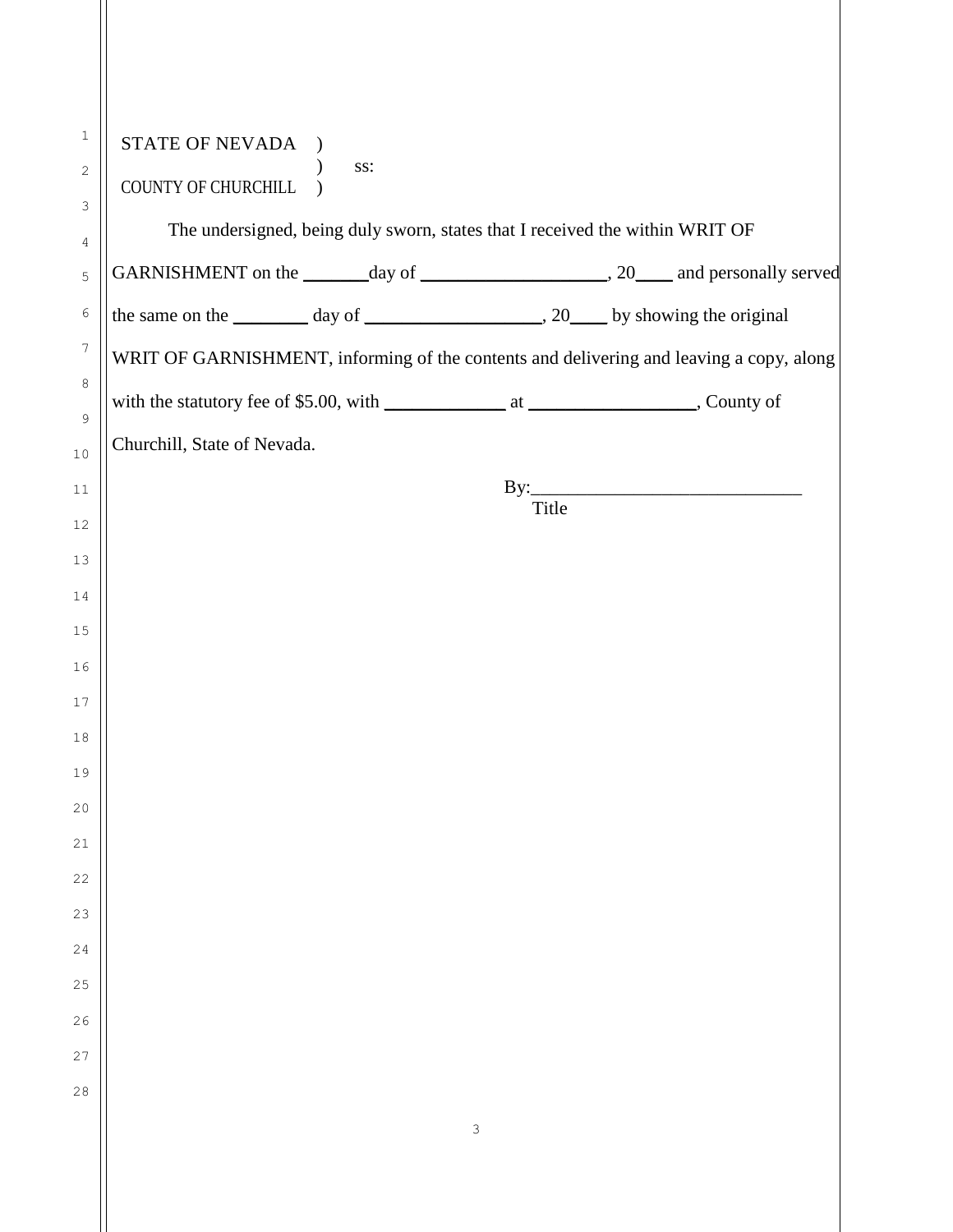STATE OF NEVADA )
) ss:
COUNTY OF CHURCHILL )

The undersigned, being duly sworn, states that I received the within WRIT OF GARNISHMENT on the _______day of ____________________, 20____ and personally served the same on the ________ day of ___________________, 20____ by showing the original WRIT OF GARNISHMENT, informing of the contents and delivering and leaving a copy, along with the statutory fee of $5.00, with _____________ at _________________, County of Churchill, State of Nevada.

By:____________________________
Title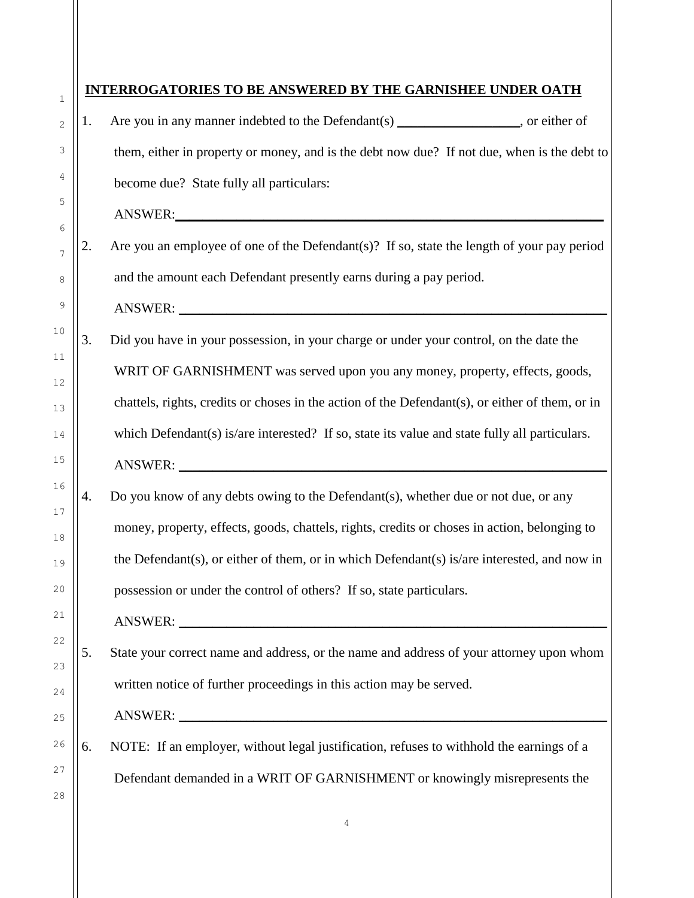**<u>INTERROGATORIES TO BE ANSWERED BY THE GARNISHEE UNDER OATH</u>**

1. Are you in any manner indebted to the Defendant(s) __________________, or either of them, either in property or money, and is the debt now due? If not due, when is the debt to become due? State fully all particulars:

   ANSWER:_______________________________________________________________

2. Are you an employee of one of the Defendant(s)? If so, state the length of your pay period and the amount each Defendant presently earns during a pay period.

   ANSWER: _______________________________________________________________

3. Did you have in your possession, in your charge or under your control, on the date the WRIT OF GARNISHMENT was served upon you any money, property, effects, goods, chattels, rights, credits or choses in the action of the Defendant(s), or either of them, or in which Defendant(s) is/are interested? If so, state its value and state fully all particulars.

   ANSWER: _______________________________________________________________

4. Do you know of any debts owing to the Defendant(s), whether due or not due, or any money, property, effects, goods, chattels, rights, credits or choses in action, belonging to the Defendant(s), or either of them, or in which Defendant(s) is/are interested, and now in possession or under the control of others? If so, state particulars.

   ANSWER: _______________________________________________________________

5. State your correct name and address, or the name and address of your attorney upon whom written notice of further proceedings in this action may be served.

   ANSWER: _______________________________________________________________

6. NOTE: If an employer, without legal justification, refuses to withhold the earnings of a Defendant demanded in a WRIT OF GARNISHMENT or knowingly misrepresents the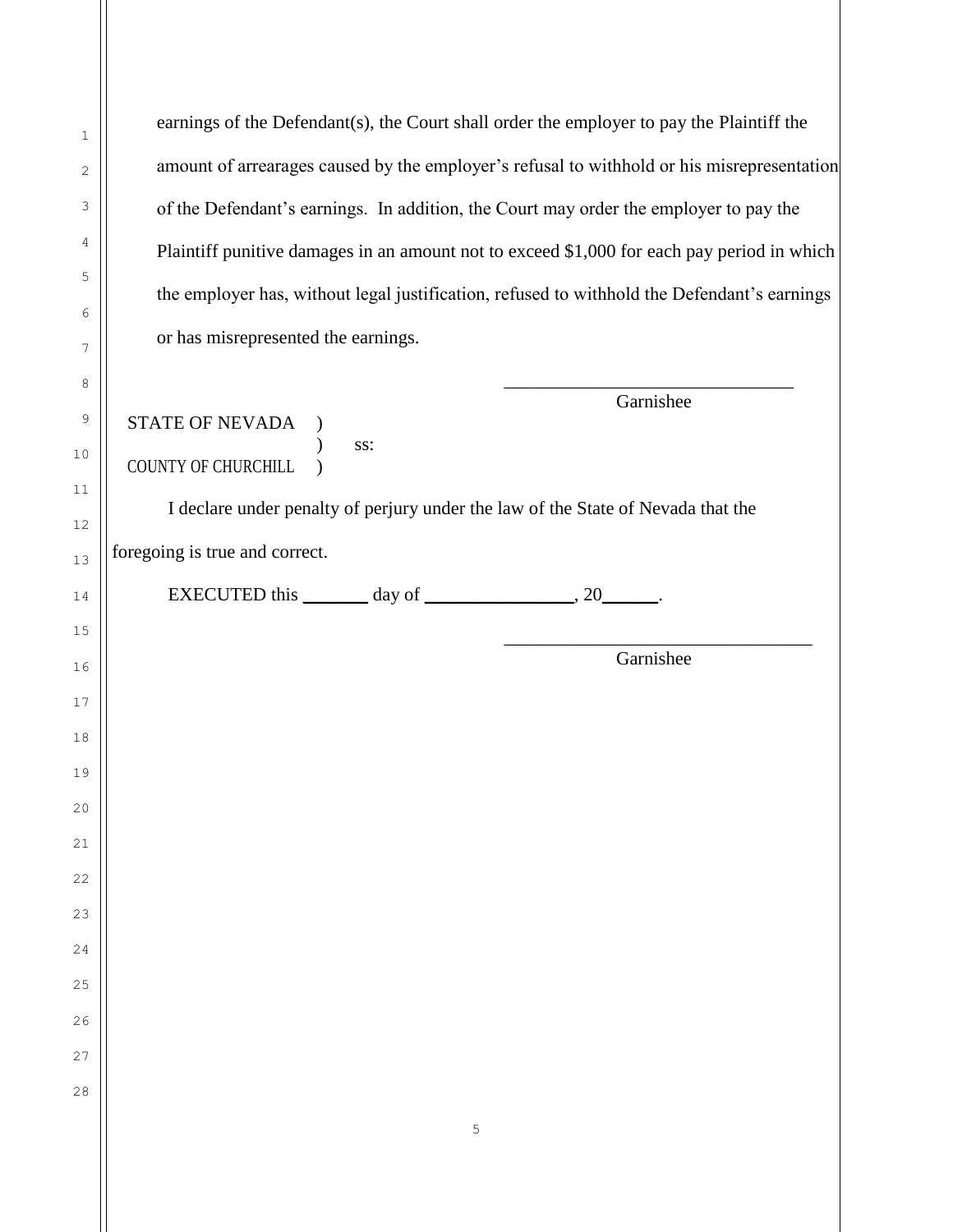earnings of the Defendant(s), the Court shall order the employer to pay the Plaintiff the amount of arrearages caused by the employer's refusal to withhold or his misrepresentation of the Defendant's earnings. In addition, the Court may order the employer to pay the Plaintiff punitive damages in an amount not to exceed $1,000 for each pay period in which the employer has, without legal justification, refused to withhold the Defendant's earnings or has misrepresented the earnings.

_______________________________
Garnishee

STATE OF NEVADA )
) ss:
COUNTY OF CHURCHILL )

I declare under penalty of perjury under the law of the State of Nevada that the foregoing is true and correct.

EXECUTED this _______ day of ________________, 20______.

_______________________________
Garnishee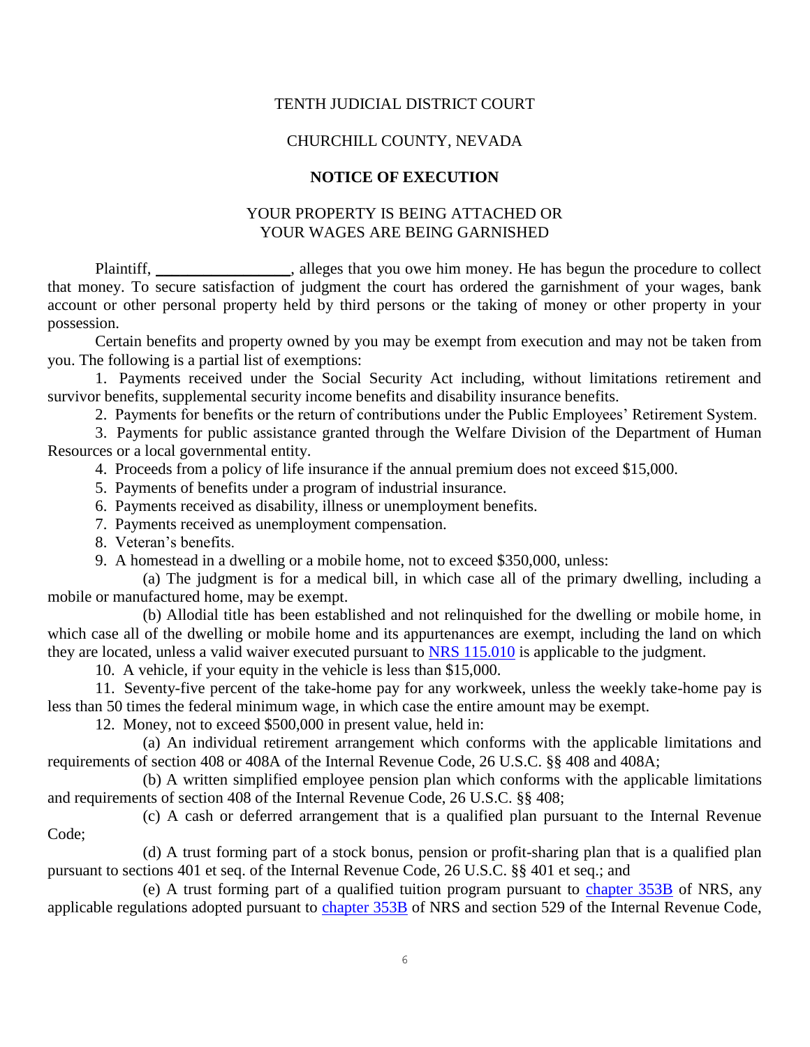TENTH JUDICIAL DISTRICT COURT

CHURCHILL COUNTY, NEVADA

**NOTICE OF EXECUTION**

YOUR PROPERTY IS BEING ATTACHED OR
YOUR WAGES ARE BEING GARNISHED

Plaintiff, __________________, alleges that you owe him money. He has begun the procedure to collect that money. To secure satisfaction of judgment the court has ordered the garnishment of your wages, bank account or other personal property held by third persons or the taking of money or other property in your possession.

Certain benefits and property owned by you may be exempt from execution and may not be taken from you. The following is a partial list of exemptions:

1. Payments received under the Social Security Act including, without limitations retirement and survivor benefits, supplemental security income benefits and disability insurance benefits.
2. Payments for benefits or the return of contributions under the Public Employees' Retirement System.
3. Payments for public assistance granted through the Welfare Division of the Department of Human Resources or a local governmental entity.
4. Proceeds from a policy of life insurance if the annual premium does not exceed $15,000.
5. Payments of benefits under a program of industrial insurance.
6. Payments received as disability, illness or unemployment benefits.
7. Payments received as unemployment compensation.
8. Veteran's benefits.
9. A homestead in a dwelling or a mobile home, not to exceed $350,000, unless:
   (a) The judgment is for a medical bill, in which case all of the primary dwelling, including a mobile or manufactured home, may be exempt.
   (b) Allodial title has been established and not relinquished for the dwelling or mobile home, in which case all of the dwelling or mobile home and its appurtenances are exempt, including the land on which they are located, unless a valid waiver executed pursuant to NRS 115.010 is applicable to the judgment.
10. A vehicle, if your equity in the vehicle is less than $15,000.
11. Seventy-five percent of the take-home pay for any workweek, unless the weekly take-home pay is less than 50 times the federal minimum wage, in which case the entire amount may be exempt.
12. Money, not to exceed $500,000 in present value, held in:
   (a) An individual retirement arrangement which conforms with the applicable limitations and requirements of section 408 or 408A of the Internal Revenue Code, 26 U.S.C. §§ 408 and 408A;
   (b) A written simplified employee pension plan which conforms with the applicable limitations and requirements of section 408 of the Internal Revenue Code, 26 U.S.C. §§ 408;
   (c) A cash or deferred arrangement that is a qualified plan pursuant to the Internal Revenue Code;
   (d) A trust forming part of a stock bonus, pension or profit-sharing plan that is a qualified plan pursuant to sections 401 et seq. of the Internal Revenue Code, 26 U.S.C. §§ 401 et seq.; and
   (e) A trust forming part of a qualified tuition program pursuant to chapter 353B of NRS, any applicable regulations adopted pursuant to chapter 353B of NRS and section 529 of the Internal Revenue Code,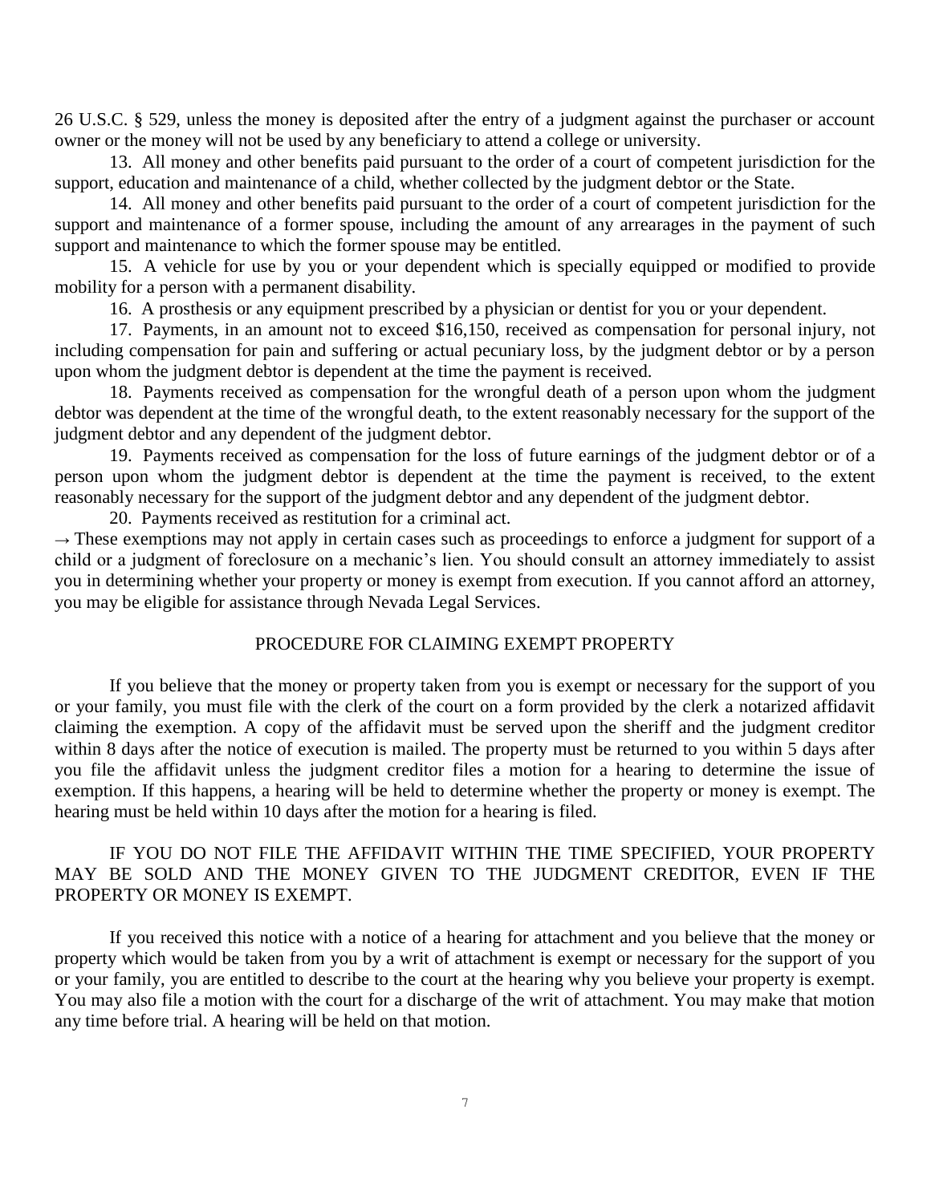26 U.S.C. § 529, unless the money is deposited after the entry of a judgment against the purchaser or account owner or the money will not be used by any beneficiary to attend a college or university.

13. All money and other benefits paid pursuant to the order of a court of competent jurisdiction for the support, education and maintenance of a child, whether collected by the judgment debtor or the State.

14. All money and other benefits paid pursuant to the order of a court of competent jurisdiction for the support and maintenance of a former spouse, including the amount of any arrearages in the payment of such support and maintenance to which the former spouse may be entitled.

15. A vehicle for use by you or your dependent which is specially equipped or modified to provide mobility for a person with a permanent disability.

16. A prosthesis or any equipment prescribed by a physician or dentist for you or your dependent.

17. Payments, in an amount not to exceed $16,150, received as compensation for personal injury, not including compensation for pain and suffering or actual pecuniary loss, by the judgment debtor or by a person upon whom the judgment debtor is dependent at the time the payment is received.

18. Payments received as compensation for the wrongful death of a person upon whom the judgment debtor was dependent at the time of the wrongful death, to the extent reasonably necessary for the support of the judgment debtor and any dependent of the judgment debtor.

19. Payments received as compensation for the loss of future earnings of the judgment debtor or of a person upon whom the judgment debtor is dependent at the time the payment is received, to the extent reasonably necessary for the support of the judgment debtor and any dependent of the judgment debtor.

20. Payments received as restitution for a criminal act.

→ These exemptions may not apply in certain cases such as proceedings to enforce a judgment for support of a child or a judgment of foreclosure on a mechanic's lien. You should consult an attorney immediately to assist you in determining whether your property or money is exempt from execution. If you cannot afford an attorney, you may be eligible for assistance through Nevada Legal Services.

## PROCEDURE FOR CLAIMING EXEMPT PROPERTY

If you believe that the money or property taken from you is exempt or necessary for the support of you or your family, you must file with the clerk of the court on a form provided by the clerk a notarized affidavit claiming the exemption. A copy of the affidavit must be served upon the sheriff and the judgment creditor within 8 days after the notice of execution is mailed. The property must be returned to you within 5 days after you file the affidavit unless the judgment creditor files a motion for a hearing to determine the issue of exemption. If this happens, a hearing will be held to determine whether the property or money is exempt. The hearing must be held within 10 days after the motion for a hearing is filed.

IF YOU DO NOT FILE THE AFFIDAVIT WITHIN THE TIME SPECIFIED, YOUR PROPERTY MAY BE SOLD AND THE MONEY GIVEN TO THE JUDGMENT CREDITOR, EVEN IF THE PROPERTY OR MONEY IS EXEMPT.

If you received this notice with a notice of a hearing for attachment and you believe that the money or property which would be taken from you by a writ of attachment is exempt or necessary for the support of you or your family, you are entitled to describe to the court at the hearing why you believe your property is exempt. You may also file a motion with the court for a discharge of the writ of attachment. You may make that motion any time before trial. A hearing will be held on that motion.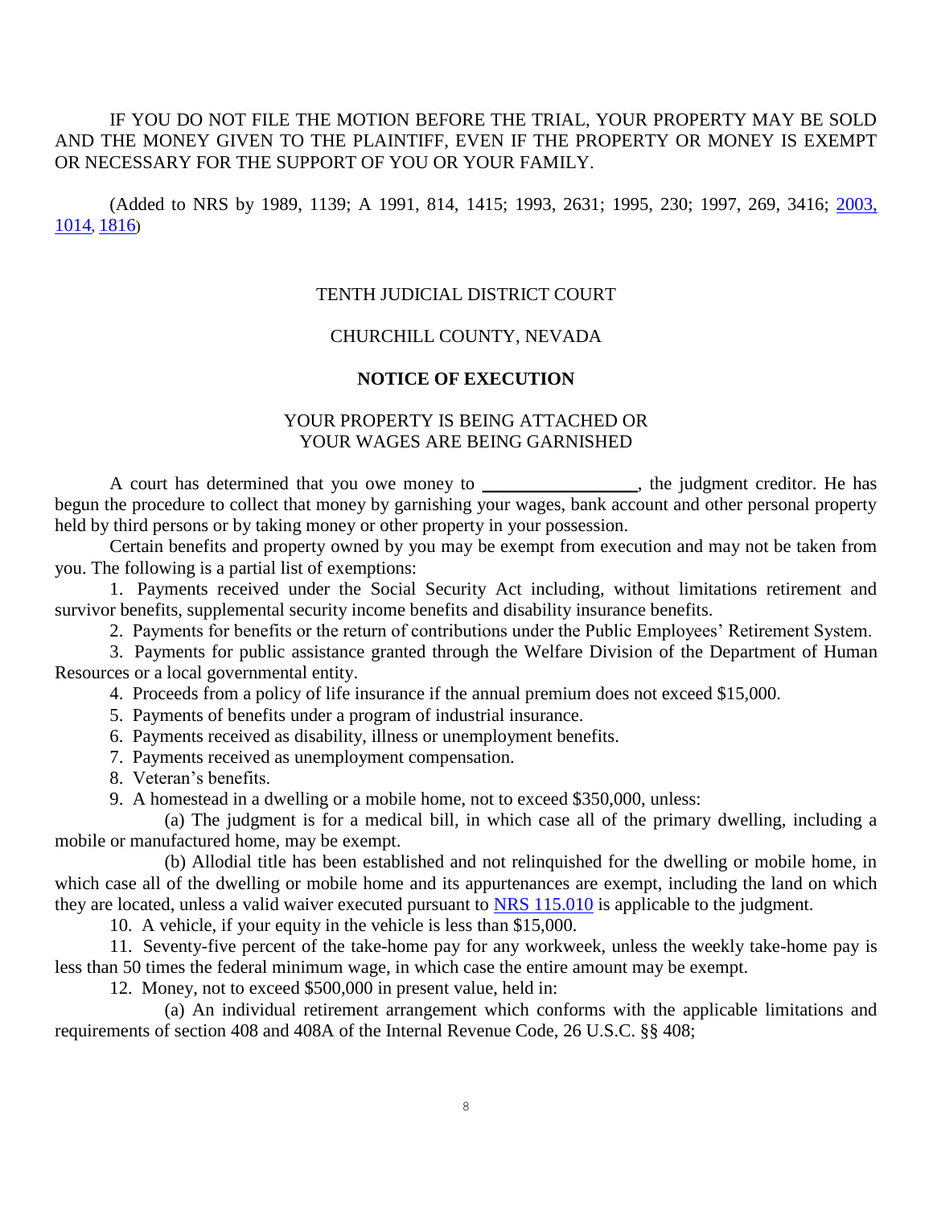IF YOU DO NOT FILE THE MOTION BEFORE THE TRIAL, YOUR PROPERTY MAY BE SOLD AND THE MONEY GIVEN TO THE PLAINTIFF, EVEN IF THE PROPERTY OR MONEY IS EXEMPT OR NECESSARY FOR THE SUPPORT OF YOU OR YOUR FAMILY.

(Added to NRS by 1989, 1139; A 1991, 814, 1415; 1993, 2631; 1995, 230; 1997, 269, 3416; [2003, 1014](), [1816]())

TENTH JUDICIAL DISTRICT COURT

CHURCHILL COUNTY, NEVADA

**NOTICE OF EXECUTION**

YOUR PROPERTY IS BEING ATTACHED OR
YOUR WAGES ARE BEING GARNISHED

A court has determined that you owe money to ________________, the judgment creditor. He has begun the procedure to collect that money by garnishing your wages, bank account and other personal property held by third persons or by taking money or other property in your possession.

Certain benefits and property owned by you may be exempt from execution and may not be taken from you. The following is a partial list of exemptions:

1. Payments received under the Social Security Act including, without limitations retirement and survivor benefits, supplemental security income benefits and disability insurance benefits.

2. Payments for benefits or the return of contributions under the Public Employees' Retirement System.

3. Payments for public assistance granted through the Welfare Division of the Department of Human Resources or a local governmental entity.

4. Proceeds from a policy of life insurance if the annual premium does not exceed $15,000.

5. Payments of benefits under a program of industrial insurance.

6. Payments received as disability, illness or unemployment benefits.

7. Payments received as unemployment compensation.

8. Veteran's benefits.

9. A homestead in a dwelling or a mobile home, not to exceed $350,000, unless:

   (a) The judgment is for a medical bill, in which case all of the primary dwelling, including a mobile or manufactured home, may be exempt.

   (b) Allodial title has been established and not relinquished for the dwelling or mobile home, in which case all of the dwelling or mobile home and its appurtenances are exempt, including the land on which they are located, unless a valid waiver executed pursuant to [NRS 115.010]() is applicable to the judgment.

10. A vehicle, if your equity in the vehicle is less than $15,000.

11. Seventy-five percent of the take-home pay for any workweek, unless the weekly take-home pay is less than 50 times the federal minimum wage, in which case the entire amount may be exempt.

12. Money, not to exceed $500,000 in present value, held in:

   (a) An individual retirement arrangement which conforms with the applicable limitations and requirements of section 408 and 408A of the Internal Revenue Code, 26 U.S.C. §§ 408;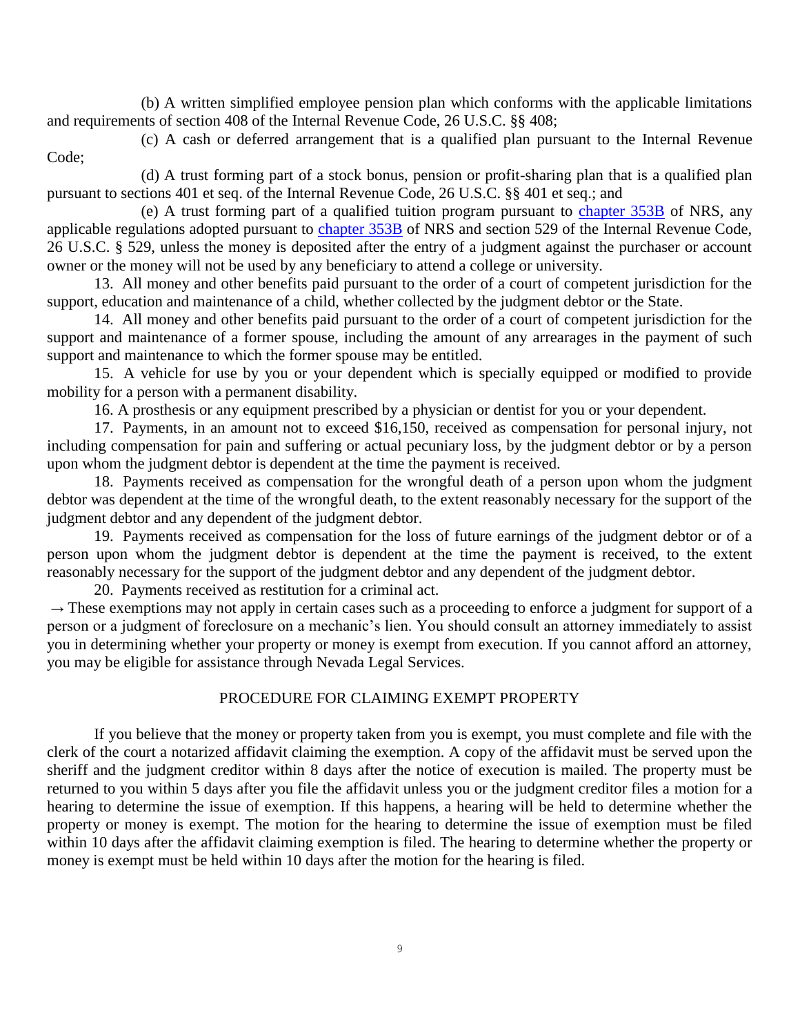(b) A written simplified employee pension plan which conforms with the applicable limitations and requirements of section 408 of the Internal Revenue Code, 26 U.S.C. §§ 408;

(c) A cash or deferred arrangement that is a qualified plan pursuant to the Internal Revenue Code;

(d) A trust forming part of a stock bonus, pension or profit-sharing plan that is a qualified plan pursuant to sections 401 et seq. of the Internal Revenue Code, 26 U.S.C. §§ 401 et seq.; and

(e) A trust forming part of a qualified tuition program pursuant to chapter 353B of NRS, any applicable regulations adopted pursuant to chapter 353B of NRS and section 529 of the Internal Revenue Code, 26 U.S.C. § 529, unless the money is deposited after the entry of a judgment against the purchaser or account owner or the money will not be used by any beneficiary to attend a college or university.

13. All money and other benefits paid pursuant to the order of a court of competent jurisdiction for the support, education and maintenance of a child, whether collected by the judgment debtor or the State.

14. All money and other benefits paid pursuant to the order of a court of competent jurisdiction for the support and maintenance of a former spouse, including the amount of any arrearages in the payment of such support and maintenance to which the former spouse may be entitled.

15. A vehicle for use by you or your dependent which is specially equipped or modified to provide mobility for a person with a permanent disability.

16. A prosthesis or any equipment prescribed by a physician or dentist for you or your dependent.

17. Payments, in an amount not to exceed $16,150, received as compensation for personal injury, not including compensation for pain and suffering or actual pecuniary loss, by the judgment debtor or by a person upon whom the judgment debtor is dependent at the time the payment is received.

18. Payments received as compensation for the wrongful death of a person upon whom the judgment debtor was dependent at the time of the wrongful death, to the extent reasonably necessary for the support of the judgment debtor and any dependent of the judgment debtor.

19. Payments received as compensation for the loss of future earnings of the judgment debtor or of a person upon whom the judgment debtor is dependent at the time the payment is received, to the extent reasonably necessary for the support of the judgment debtor and any dependent of the judgment debtor.

20. Payments received as restitution for a criminal act.

→ These exemptions may not apply in certain cases such as a proceeding to enforce a judgment for support of a person or a judgment of foreclosure on a mechanic's lien. You should consult an attorney immediately to assist you in determining whether your property or money is exempt from execution. If you cannot afford an attorney, you may be eligible for assistance through Nevada Legal Services.

## PROCEDURE FOR CLAIMING EXEMPT PROPERTY

If you believe that the money or property taken from you is exempt, you must complete and file with the clerk of the court a notarized affidavit claiming the exemption. A copy of the affidavit must be served upon the sheriff and the judgment creditor within 8 days after the notice of execution is mailed. The property must be returned to you within 5 days after you file the affidavit unless you or the judgment creditor files a motion for a hearing to determine the issue of exemption. If this happens, a hearing will be held to determine whether the property or money is exempt. The motion for the hearing to determine the issue of exemption must be filed within 10 days after the affidavit claiming exemption is filed. The hearing to determine whether the property or money is exempt must be held within 10 days after the motion for the hearing is filed.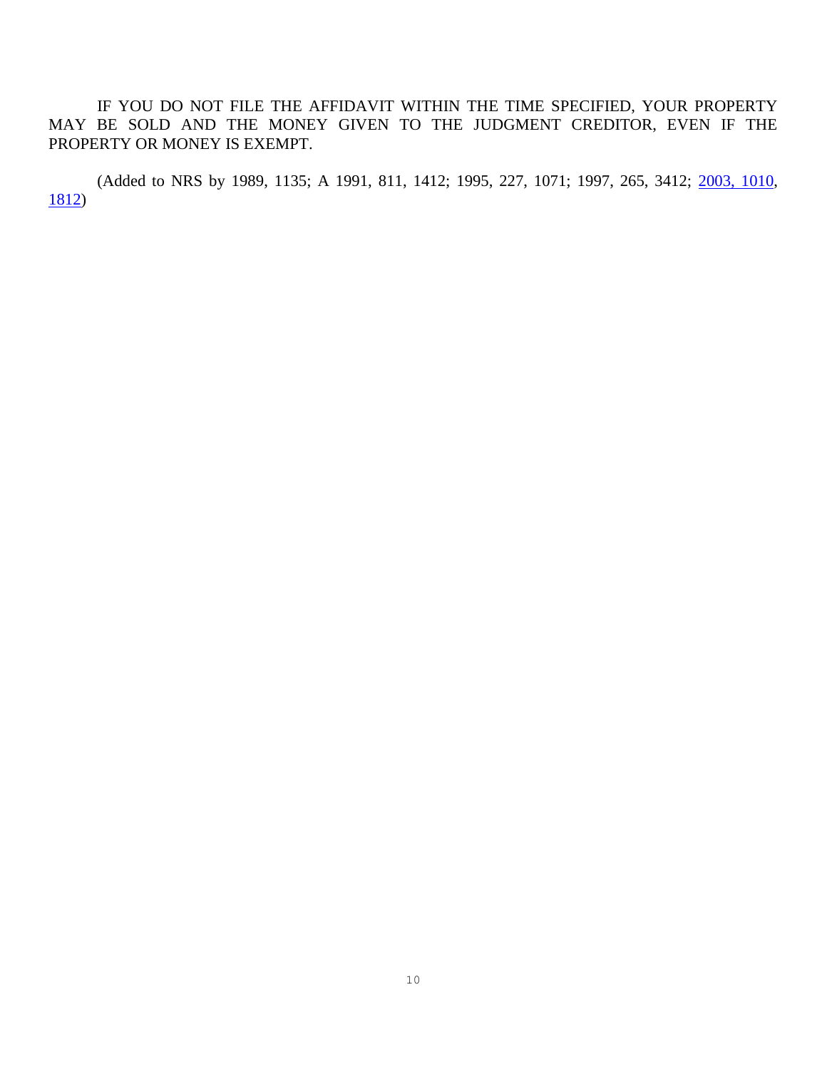IF YOU DO NOT FILE THE AFFIDAVIT WITHIN THE TIME SPECIFIED, YOUR PROPERTY MAY BE SOLD AND THE MONEY GIVEN TO THE JUDGMENT CREDITOR, EVEN IF THE PROPERTY OR MONEY IS EXEMPT.

(Added to NRS by 1989, 1135; A 1991, 811, 1412; 1995, 227, 1071; 1997, 265, 3412; 2003, 1010, 1812)